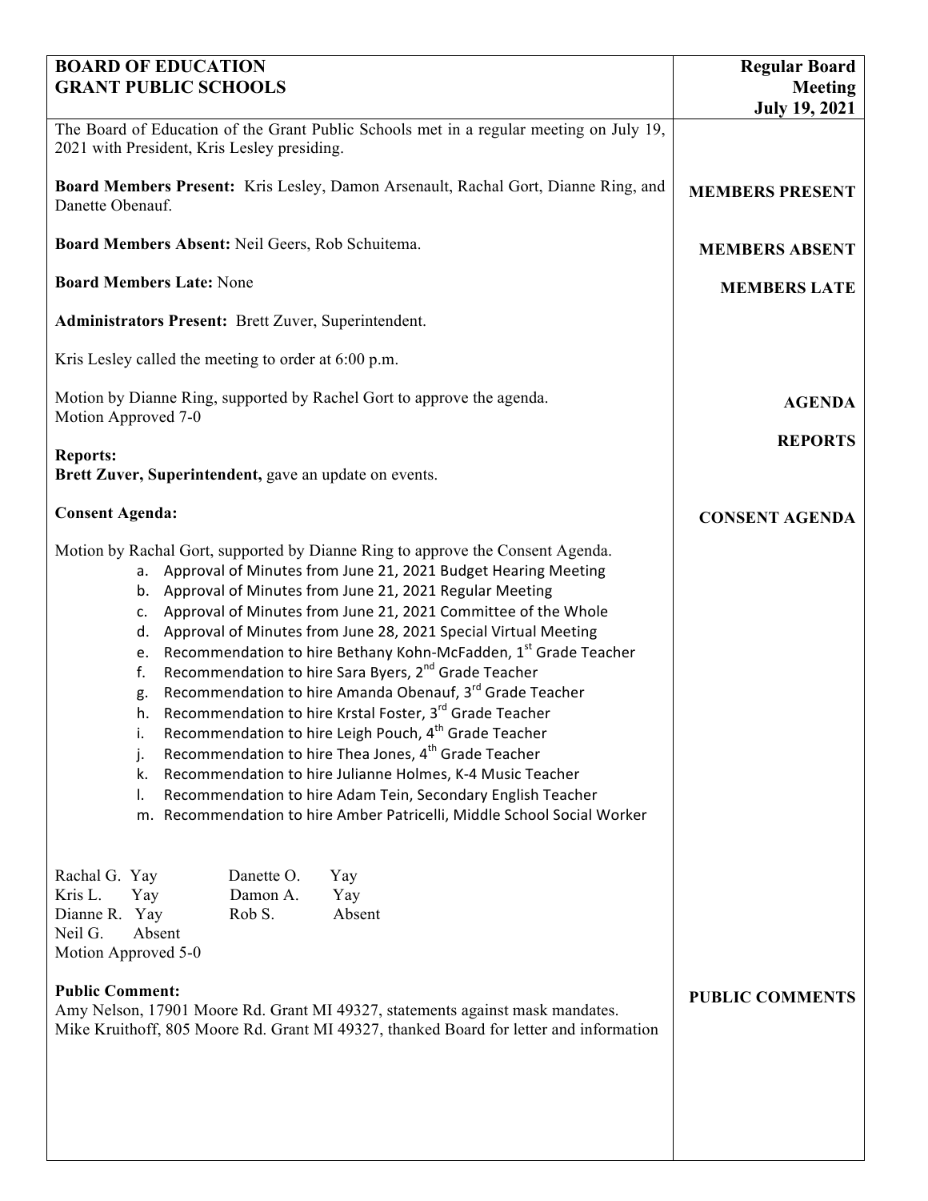| **BOARD OF EDUCATION GRANT PUBLIC SCHOOLS** | **Regular Board Meeting July 19, 2021** |
|---|---|

The Board of Education of the Grant Public Schools met in a regular meeting on July 19, 2021 with President, Kris Lesley presiding.

**MEMBERS PRESENT**

**Board Members Present:** Kris Lesley, Damon Arsenault, Rachal Gort, Dianne Ring, and Danette Obenauf.

**MEMBERS ABSENT**

**Board Members Absent:** Neil Geers, Rob Schuitema.

**MEMBERS LATE**

**Board Members Late:** None

**Administrators Present:** Brett Zuver, Superintendent.

Kris Lesley called the meeting to order at 6:00 p.m.

**AGENDA**

Motion by Dianne Ring, supported by Rachel Gort to approve the agenda.
Motion Approved 7-0

**REPORTS**

**Reports:**
**Brett Zuver, Superintendent,** gave an update on events.

**CONSENT AGENDA**

**Consent Agenda:**

Motion by Rachal Gort, supported by Dianne Ring to approve the Consent Agenda.

a. Approval of Minutes from June 21, 2021 Budget Hearing Meeting
b. Approval of Minutes from June 21, 2021 Regular Meeting
c. Approval of Minutes from June 21, 2021 Committee of the Whole
d. Approval of Minutes from June 28, 2021 Special Virtual Meeting
e. Recommendation to hire Bethany Kohn-McFadden, 1st Grade Teacher
f. Recommendation to hire Sara Byers, 2nd Grade Teacher
g. Recommendation to hire Amanda Obenauf, 3rd Grade Teacher
h. Recommendation to hire Krstal Foster, 3rd Grade Teacher
i. Recommendation to hire Leigh Pouch, 4th Grade Teacher
j. Recommendation to hire Thea Jones, 4th Grade Teacher
k. Recommendation to hire Julianne Holmes, K-4 Music Teacher
l. Recommendation to hire Adam Tein, Secondary English Teacher
m. Recommendation to hire Amber Patricelli, Middle School Social Worker

| | | | |
|---|---|---|---|
| Rachal G. | Yay | Danette O. | Yay |
| Kris L. | Yay | Damon A. | Yay |
| Dianne R. | Yay | Rob S. | Absent |
| Neil G. | Absent | | |

Motion Approved 5-0

**PUBLIC COMMENTS**

**Public Comment:**
Amy Nelson, 17901 Moore Rd. Grant MI 49327, statements against mask mandates.
Mike Kruithoff, 805 Moore Rd. Grant MI 49327, thanked Board for letter and information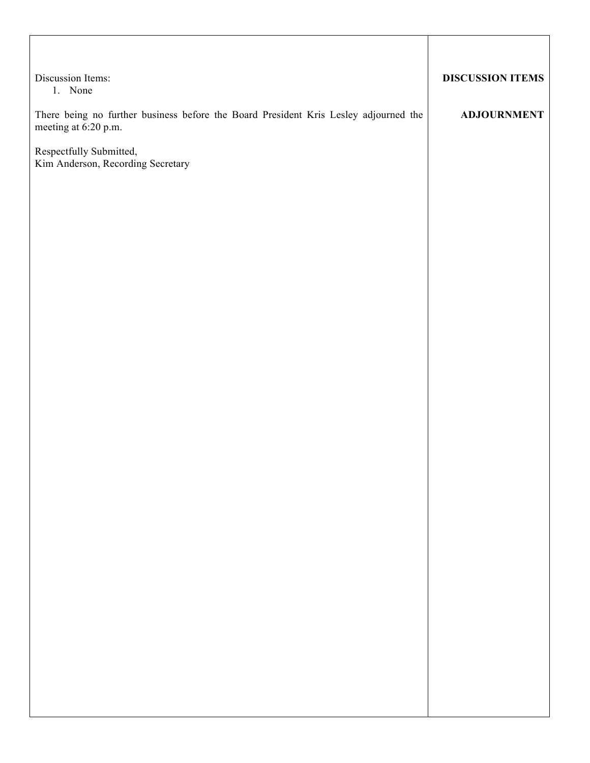| | |
|---|---|
| Discussion Items:<br>1. None | **DISCUSSION ITEMS** |
| There being no further business before the Board President Kris Lesley adjourned the meeting at 6:20 p.m. | **ADJOURNMENT** |
| Respectfully Submitted,<br>Kim Anderson, Recording Secretary | |